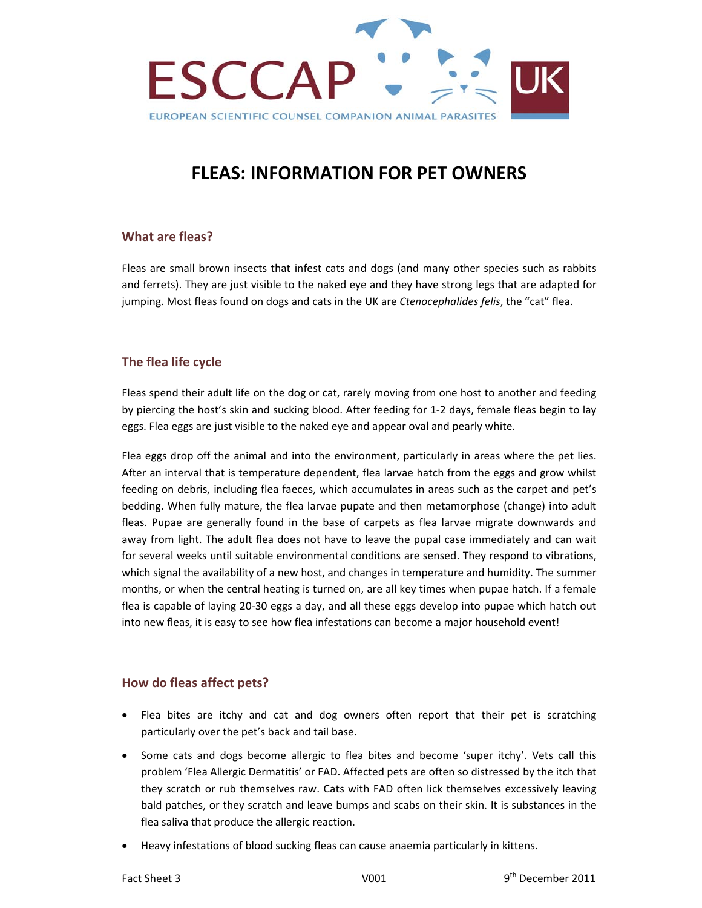ESCCAP UK

EUROPEAN SCIENTIFIC COUNSEL COMPANION ANIMAL PARASITES

# FLEAS: INFORMATION FOR PET OWNERS

## What are fleas?

Fleas are small brown insects that infest cats and dogs (and many other species such as rabbits and ferrets). They are just visible to the naked eye and they have strong legs that are adapted for jumping. Most fleas found on dogs and cats in the UK are *Ctenocephalides felis*, the "cat" flea.

## The flea life cycle

Fleas spend their adult life on the dog or cat, rarely moving from one host to another and feeding by piercing the host's skin and sucking blood. After feeding for 1-2 days, female fleas begin to lay eggs. Flea eggs are just visible to the naked eye and appear oval and pearly white.

Flea eggs drop off the animal and into the environment, particularly in areas where the pet lies. After an interval that is temperature dependent, flea larvae hatch from the eggs and grow whilst feeding on debris, including flea faeces, which accumulates in areas such as the carpet and pet's bedding. When fully mature, the flea larvae pupate and then metamorphose (change) into adult fleas. Pupae are generally found in the base of carpets as flea larvae migrate downwards and away from light. The adult flea does not have to leave the pupal case immediately and can wait for several weeks until suitable environmental conditions are sensed. They respond to vibrations, which signal the availability of a new host, and changes in temperature and humidity. The summer months, or when the central heating is turned on, are all key times when pupae hatch. If a female flea is capable of laying 20-30 eggs a day, and all these eggs develop into pupae which hatch out into new fleas, it is easy to see how flea infestations can become a major household event!

## How do fleas affect pets?

- Flea bites are itchy and cat and dog owners often report that their pet is scratching particularly over the pet's back and tail base.
- Some cats and dogs become allergic to flea bites and become 'super itchy'. Vets call this problem 'Flea Allergic Dermatitis' or FAD. Affected pets are often so distressed by the itch that they scratch or rub themselves raw. Cats with FAD often lick themselves excessively leaving bald patches, or they scratch and leave bumps and scabs on their skin. It is substances in the flea saliva that produce the allergic reaction.
- Heavy infestations of blood sucking fleas can cause anaemia particularly in kittens.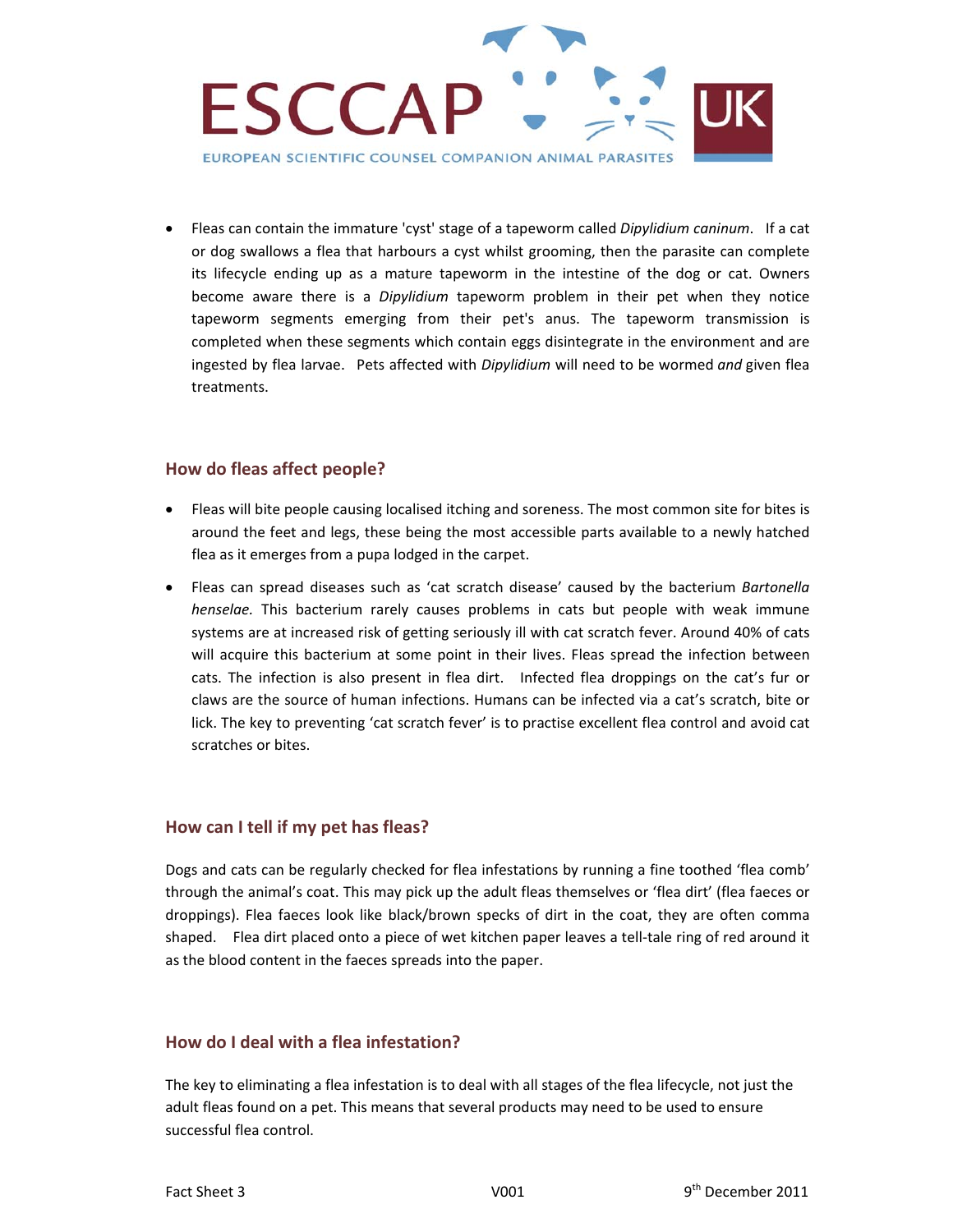- Fleas can contain the immature 'cyst' stage of a tapeworm called *Dipylidium caninum*. If a cat or dog swallows a flea that harbours a cyst whilst grooming, then the parasite can complete its lifecycle ending up as a mature tapeworm in the intestine of the dog or cat. Owners become aware there is a *Dipylidium* tapeworm problem in their pet when they notice tapeworm segments emerging from their pet's anus. The tapeworm transmission is completed when these segments which contain eggs disintegrate in the environment and are ingested by flea larvae. Pets affected with *Dipylidium* will need to be wormed *and* given flea treatments.

## How do fleas affect people?

- Fleas will bite people causing localised itching and soreness. The most common site for bites is around the feet and legs, these being the most accessible parts available to a newly hatched flea as it emerges from a pupa lodged in the carpet.
- Fleas can spread diseases such as 'cat scratch disease' caused by the bacterium *Bartonella henselae.* This bacterium rarely causes problems in cats but people with weak immune systems are at increased risk of getting seriously ill with cat scratch fever. Around 40% of cats will acquire this bacterium at some point in their lives. Fleas spread the infection between cats. The infection is also present in flea dirt. Infected flea droppings on the cat's fur or claws are the source of human infections. Humans can be infected via a cat's scratch, bite or lick. The key to preventing 'cat scratch fever' is to practise excellent flea control and avoid cat scratches or bites.

## How can I tell if my pet has fleas?

Dogs and cats can be regularly checked for flea infestations by running a fine toothed 'flea comb' through the animal's coat. This may pick up the adult fleas themselves or 'flea dirt' (flea faeces or droppings). Flea faeces look like black/brown specks of dirt in the coat, they are often comma shaped. Flea dirt placed onto a piece of wet kitchen paper leaves a tell-tale ring of red around it as the blood content in the faeces spreads into the paper.

## How do I deal with a flea infestation?

The key to eliminating a flea infestation is to deal with all stages of the flea lifecycle, not just the adult fleas found on a pet. This means that several products may need to be used to ensure successful flea control.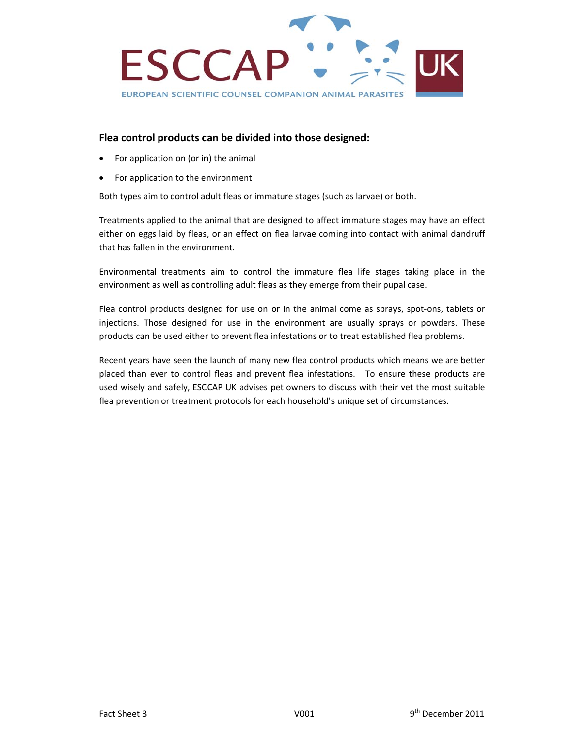### Flea control products can be divided into those designed:

- For application on (or in) the animal
- For application to the environment

Both types aim to control adult fleas or immature stages (such as larvae) or both.

Treatments applied to the animal that are designed to affect immature stages may have an effect either on eggs laid by fleas, or an effect on flea larvae coming into contact with animal dandruff that has fallen in the environment.

Environmental treatments aim to control the immature flea life stages taking place in the environment as well as controlling adult fleas as they emerge from their pupal case.

Flea control products designed for use on or in the animal come as sprays, spot-ons, tablets or injections. Those designed for use in the environment are usually sprays or powders. These products can be used either to prevent flea infestations or to treat established flea problems.

Recent years have seen the launch of many new flea control products which means we are better placed than ever to control fleas and prevent flea infestations. To ensure these products are used wisely and safely, ESCCAP UK advises pet owners to discuss with their vet the most suitable flea prevention or treatment protocols for each household's unique set of circumstances.